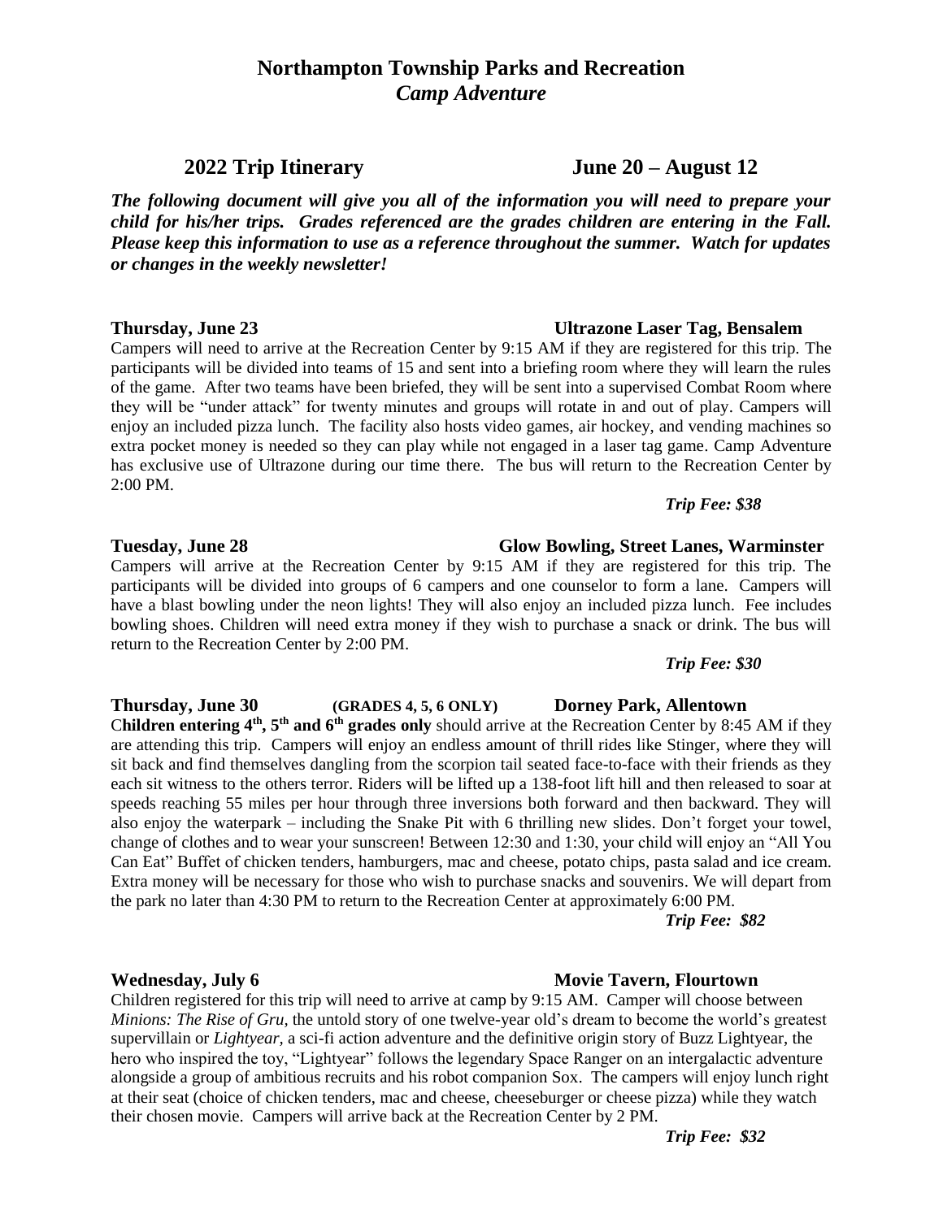# Northampton Township Parks and Recreation

## *Camp Adventure*

## 2022 Trip Itinerary — June 20 – August 12

***The following document will give you all of the information you will need to prepare your child for his/her trips. Grades referenced are the grades children are entering in the Fall. Please keep this information to use as a reference throughout the summer. Watch for updates or changes in the weekly newsletter!***

**Thursday, June 23** — **Ultrazone Laser Tag, Bensalem**

Campers will need to arrive at the Recreation Center by 9:15 AM if they are registered for this trip. The participants will be divided into teams of 15 and sent into a briefing room where they will learn the rules of the game. After two teams have been briefed, they will be sent into a supervised Combat Room where they will be "under attack" for twenty minutes and groups will rotate in and out of play. Campers will enjoy an included pizza lunch. The facility also hosts video games, air hockey, and vending machines so extra pocket money is needed so they can play while not engaged in a laser tag game. Camp Adventure has exclusive use of Ultrazone during our time there. The bus will return to the Recreation Center by 2:00 PM.

***Trip Fee: $38***

**Tuesday, June 28** — **Glow Bowling, Street Lanes, Warminster**

Campers will arrive at the Recreation Center by 9:15 AM if they are registered for this trip. The participants will be divided into groups of 6 campers and one counselor to form a lane. Campers will have a blast bowling under the neon lights! They will also enjoy an included pizza lunch. Fee includes bowling shoes. Children will need extra money if they wish to purchase a snack or drink. The bus will return to the Recreation Center by 2:00 PM.

***Trip Fee: $30***

**Thursday, June 30** — **(GRADES 4, 5, 6 ONLY)** — **Dorney Park, Allentown**

C**hildren entering 4th, 5th and 6th grades only** should arrive at the Recreation Center by 8:45 AM if they are attending this trip. Campers will enjoy an endless amount of thrill rides like Stinger, where they will sit back and find themselves dangling from the scorpion tail seated face-to-face with their friends as they each sit witness to the others terror. Riders will be lifted up a 138-foot lift hill and then released to soar at speeds reaching 55 miles per hour through three inversions both forward and then backward. They will also enjoy the waterpark – including the Snake Pit with 6 thrilling new slides. Don't forget your towel, change of clothes and to wear your sunscreen! Between 12:30 and 1:30, your child will enjoy an "All You Can Eat" Buffet of chicken tenders, hamburgers, mac and cheese, potato chips, pasta salad and ice cream. Extra money will be necessary for those who wish to purchase snacks and souvenirs. We will depart from the park no later than 4:30 PM to return to the Recreation Center at approximately 6:00 PM.

***Trip Fee: $82***

**Wednesday, July 6** — **Movie Tavern, Flourtown**

Children registered for this trip will need to arrive at camp by 9:15 AM. Camper will choose between *Minions: The Rise of Gru,* the untold story of one twelve-year old's dream to become the world's greatest supervillain or *Lightyear,* a sci-fi action adventure and the definitive origin story of Buzz Lightyear, the hero who inspired the toy, "Lightyear" follows the legendary Space Ranger on an intergalactic adventure alongside a group of ambitious recruits and his robot companion Sox. The campers will enjoy lunch right at their seat (choice of chicken tenders, mac and cheese, cheeseburger or cheese pizza) while they watch their chosen movie. Campers will arrive back at the Recreation Center by 2 PM.

***Trip Fee: $32***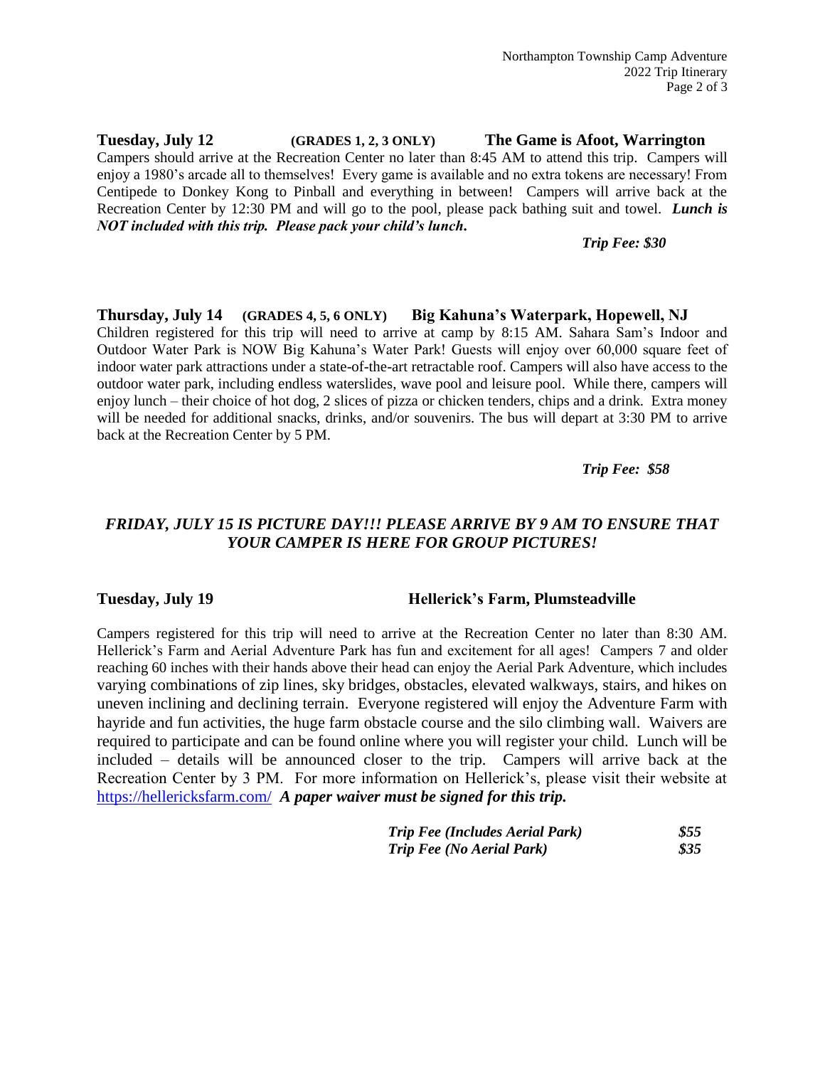**Tuesday, July 12** **(GRADES 1, 2, 3 ONLY)** **The Game is Afoot, Warrington**

Campers should arrive at the Recreation Center no later than 8:45 AM to attend this trip. Campers will enjoy a 1980's arcade all to themselves! Every game is available and no extra tokens are necessary! From Centipede to Donkey Kong to Pinball and everything in between! Campers will arrive back at the Recreation Center by 12:30 PM and will go to the pool, please pack bathing suit and towel. ***Lunch is NOT included with this trip. Please pack your child's lunch.***

***Trip Fee: $30***

**Thursday, July 14** **(GRADES 4, 5, 6 ONLY)** **Big Kahuna's Waterpark, Hopewell, NJ**

Children registered for this trip will need to arrive at camp by 8:15 AM. Sahara Sam's Indoor and Outdoor Water Park is NOW Big Kahuna's Water Park! Guests will enjoy over 60,000 square feet of indoor water park attractions under a state-of-the-art retractable roof. Campers will also have access to the outdoor water park, including endless waterslides, wave pool and leisure pool. While there, campers will enjoy lunch – their choice of hot dog, 2 slices of pizza or chicken tenders, chips and a drink. Extra money will be needed for additional snacks, drinks, and/or souvenirs. The bus will depart at 3:30 PM to arrive back at the Recreation Center by 5 PM.

***Trip Fee: $58***

***FRIDAY, JULY 15 IS PICTURE DAY!!! PLEASE ARRIVE BY 9 AM TO ENSURE THAT YOUR CAMPER IS HERE FOR GROUP PICTURES!***

**Tuesday, July 19** **Hellerick's Farm, Plumsteadville**

Campers registered for this trip will need to arrive at the Recreation Center no later than 8:30 AM. Hellerick's Farm and Aerial Adventure Park has fun and excitement for all ages! Campers 7 and older reaching 60 inches with their hands above their head can enjoy the Aerial Park Adventure, which includes varying combinations of zip lines, sky bridges, obstacles, elevated walkways, stairs, and hikes on uneven inclining and declining terrain. Everyone registered will enjoy the Adventure Farm with hayride and fun activities, the huge farm obstacle course and the silo climbing wall. Waivers are required to participate and can be found online where you will register your child. Lunch will be included – details will be announced closer to the trip. Campers will arrive back at the Recreation Center by 3 PM. For more information on Hellerick's, please visit their website at https://hellericksfarm.com/ ***A paper waiver must be signed for this trip.***

***Trip Fee (Includes Aerial Park)*** ***$55***
***Trip Fee (No Aerial Park)*** ***$35***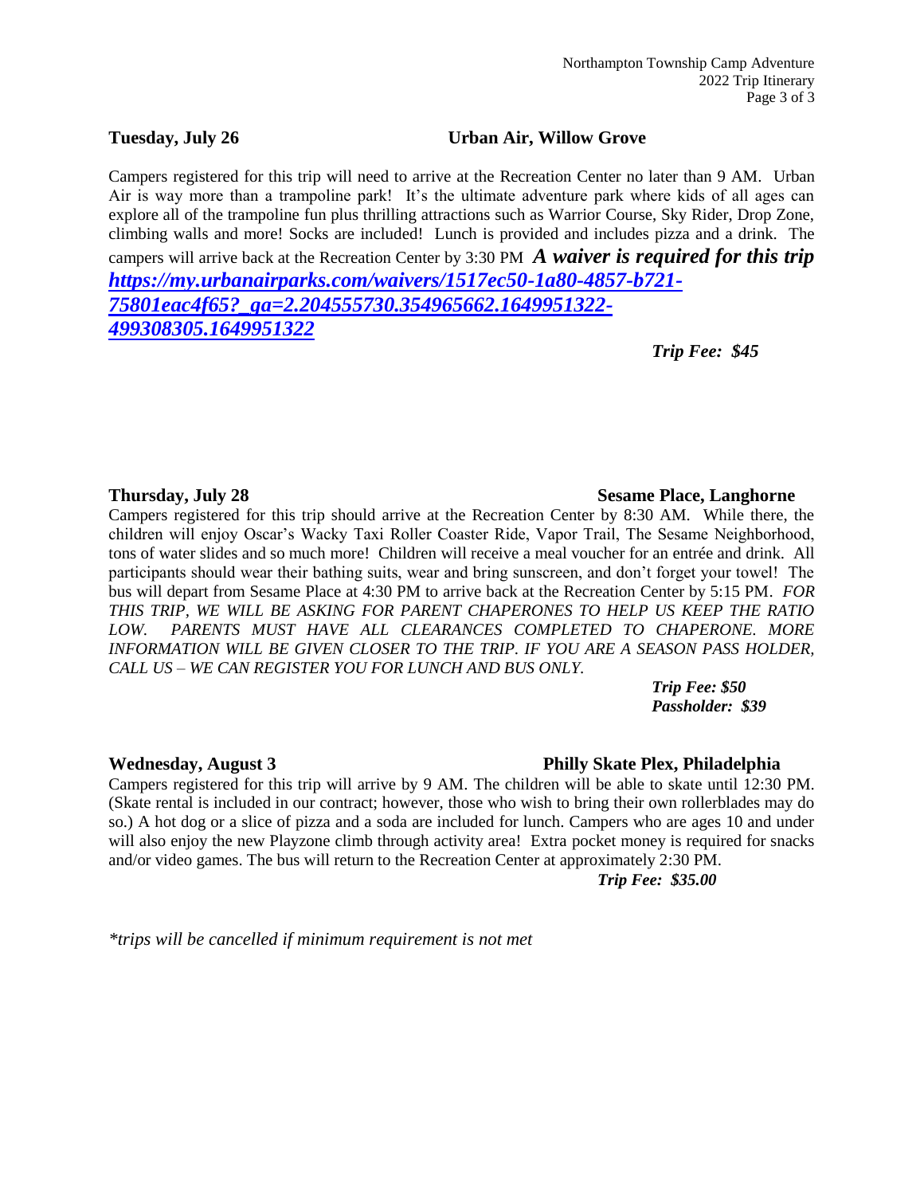**Tuesday, July 26** **Urban Air, Willow Grove**

Campers registered for this trip will need to arrive at the Recreation Center no later than 9 AM. Urban Air is way more than a trampoline park! It's the ultimate adventure park where kids of all ages can explore all of the trampoline fun plus thrilling attractions such as Warrior Course, Sky Rider, Drop Zone, climbing walls and more! Socks are included! Lunch is provided and includes pizza and a drink. The campers will arrive back at the Recreation Center by 3:30 PM ***A waiver is required for this trip*** ***https://my.urbanairparks.com/waivers/1517ec50-1a80-4857-b721-75801eac4f65?_ga=2.204555730.354965662.1649951322-499308305.1649951322***

***Trip Fee: $45***

**Thursday, July 28** **Sesame Place, Langhorne**

Campers registered for this trip should arrive at the Recreation Center by 8:30 AM. While there, the children will enjoy Oscar's Wacky Taxi Roller Coaster Ride, Vapor Trail, The Sesame Neighborhood, tons of water slides and so much more! Children will receive a meal voucher for an entrée and drink. All participants should wear their bathing suits, wear and bring sunscreen, and don't forget your towel! The bus will depart from Sesame Place at 4:30 PM to arrive back at the Recreation Center by 5:15 PM. *FOR THIS TRIP, WE WILL BE ASKING FOR PARENT CHAPERONES TO HELP US KEEP THE RATIO LOW. PARENTS MUST HAVE ALL CLEARANCES COMPLETED TO CHAPERONE. MORE INFORMATION WILL BE GIVEN CLOSER TO THE TRIP. IF YOU ARE A SEASON PASS HOLDER, CALL US – WE CAN REGISTER YOU FOR LUNCH AND BUS ONLY.*

***Trip Fee: $50***
***Passholder: $39***

**Wednesday, August 3** **Philly Skate Plex, Philadelphia**

Campers registered for this trip will arrive by 9 AM. The children will be able to skate until 12:30 PM. (Skate rental is included in our contract; however, those who wish to bring their own rollerblades may do so.) A hot dog or a slice of pizza and a soda are included for lunch. Campers who are ages 10 and under will also enjoy the new Playzone climb through activity area! Extra pocket money is required for snacks and/or video games. The bus will return to the Recreation Center at approximately 2:30 PM.

***Trip Fee: $35.00***

*\*trips will be cancelled if minimum requirement is not met*